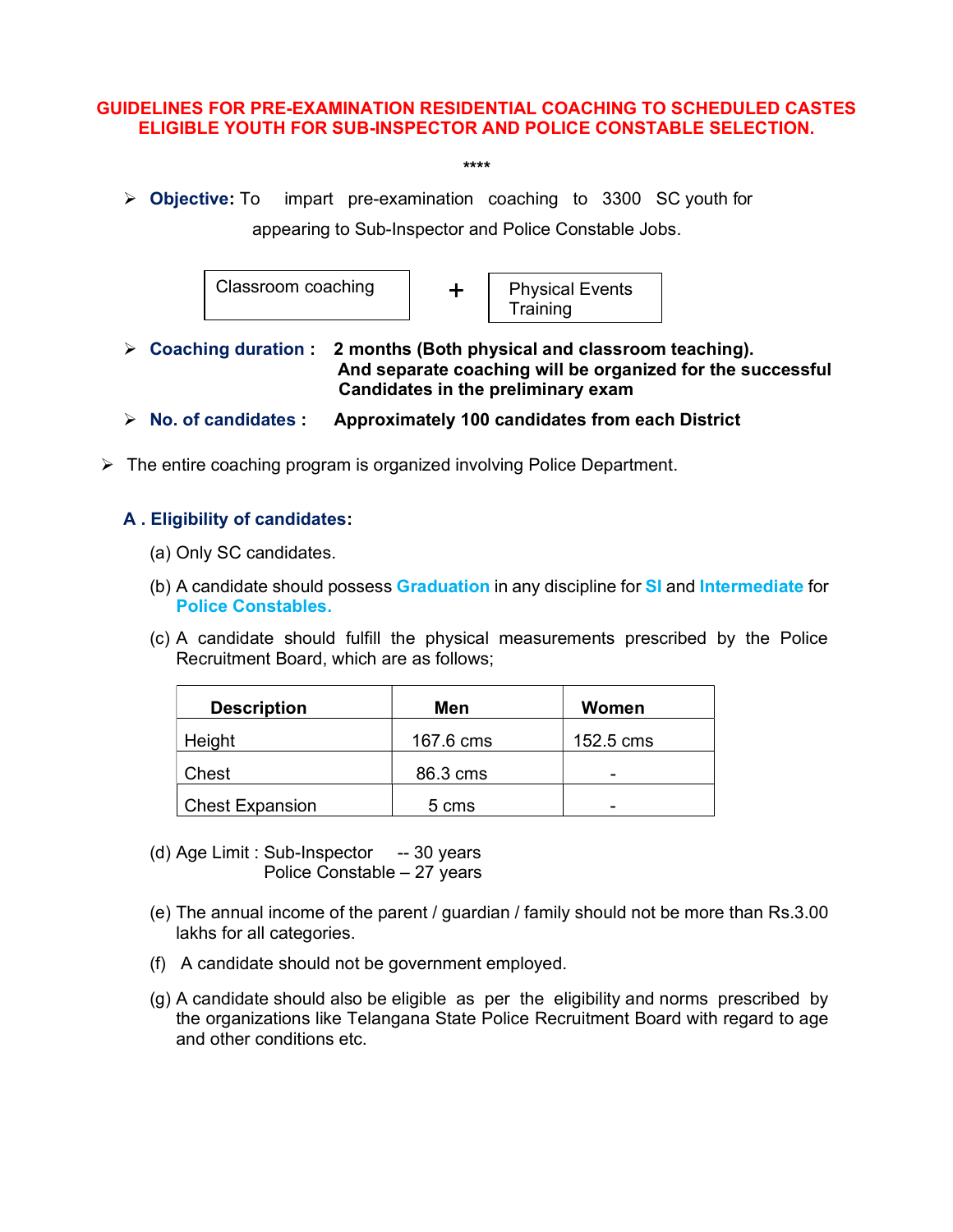# GUIDELINES FOR PRE-EXAMINATION RESIDENTIAL COACHING TO SCHEDULED CASTES ELIGIBLE YOUTH FOR SUB-INSPECTOR AND POLICE CONSTABLE SELECTION.

****

- **Objective:** To impart pre-examination coaching to 3300 SC youth for appearing to Sub-Inspector and Police Constable Jobs.

| Classroom coaching | + | Physical Events Training |
|---|---|---|

- **Coaching duration :** **2 months (Both physical and classroom teaching). And separate coaching will be organized for the successful Candidates in the preliminary exam**

- **No. of candidates :** **Approximately 100 candidates from each District**

- The entire coaching program is organized involving Police Department.

## A . Eligibility of candidates:

(a) Only SC candidates.

(b) A candidate should possess **Graduation** in any discipline for **SI** and **Intermediate** for **Police Constables.**

(c) A candidate should fulfill the physical measurements prescribed by the Police Recruitment Board, which are as follows;

| Description | Men | Women |
|---|---|---|
| Height | 167.6 cms | 152.5 cms |
| Chest | 86.3 cms | - |
| Chest Expansion | 5 cms | - |

(d) Age Limit : Sub-Inspector -- 30 years
Police Constable – 27 years

(e) The annual income of the parent / guardian / family should not be more than Rs.3.00 lakhs for all categories.

(f) A candidate should not be government employed.

(g) A candidate should also be eligible as per the eligibility and norms prescribed by the organizations like Telangana State Police Recruitment Board with regard to age and other conditions etc.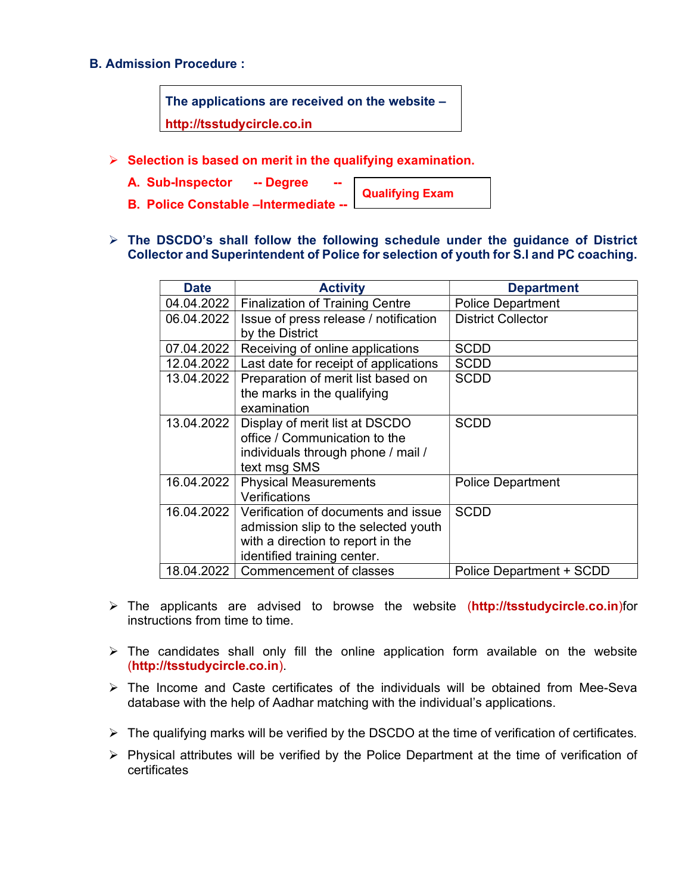## B. Admission Procedure :

**The applications are received on the website – http://tsstudycircle.co.in**

- **Selection is based on merit in the qualifying examination.**

  **A. Sub-Inspector -- Degree --**
  **B. Police Constable –Intermediate --**

  **Qualifying Exam**

- **The DSCDO's shall follow the following schedule under the guidance of District Collector and Superintendent of Police for selection of youth for S.I and PC coaching.**

| Date | Activity | Department |
|---|---|---|
| 04.04.2022 | Finalization of Training Centre | Police Department |
| 06.04.2022 | Issue of press release / notification by the District | District Collector |
| 07.04.2022 | Receiving of online applications | SCDD |
| 12.04.2022 | Last date for receipt of applications | SCDD |
| 13.04.2022 | Preparation of merit list based on the marks in the qualifying examination | SCDD |
| 13.04.2022 | Display of merit list at DSCDO office / Communication to the individuals through phone / mail / text msg SMS | SCDD |
| 16.04.2022 | Physical Measurements Verifications | Police Department |
| 16.04.2022 | Verification of documents and issue admission slip to the selected youth with a direction to report in the identified training center. | SCDD |
| 18.04.2022 | Commencement of classes | Police Department + SCDD |

- The applicants are advised to browse the website (**http://tsstudycircle.co.in**)for instructions from time to time.

- The candidates shall only fill the online application form available on the website (**http://tsstudycircle.co.in**).

- The Income and Caste certificates of the individuals will be obtained from Mee-Seva database with the help of Aadhar matching with the individual's applications.

- The qualifying marks will be verified by the DSCDO at the time of verification of certificates.

- Physical attributes will be verified by the Police Department at the time of verification of certificates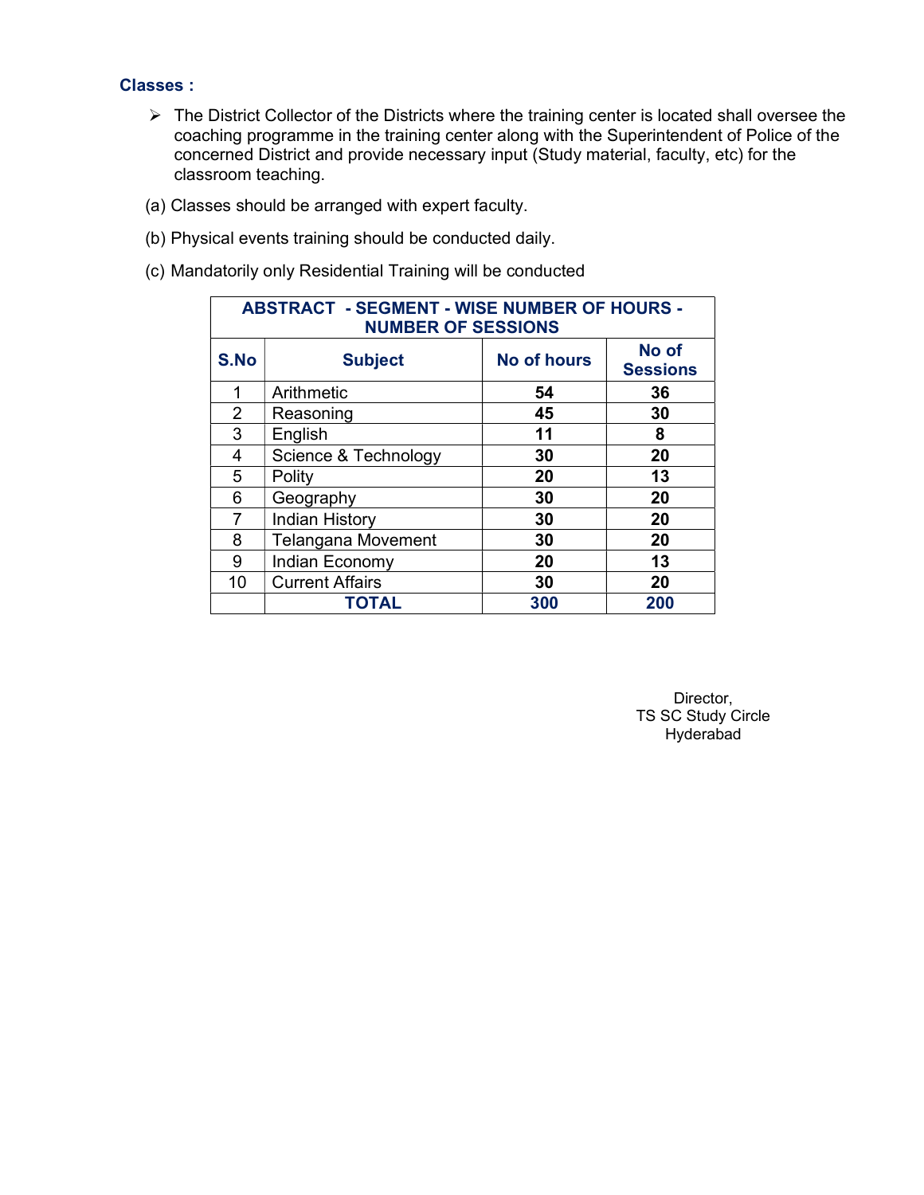**Classes :**

- The District Collector of the Districts where the training center is located shall oversee the coaching programme in the training center along with the Superintendent of Police of the concerned District and provide necessary input (Study material, faculty, etc) for the classroom teaching.

(a) Classes should be arranged with expert faculty.

(b) Physical events training should be conducted daily.

(c) Mandatorily only Residential Training will be conducted

**ABSTRACT - SEGMENT - WISE NUMBER OF HOURS - NUMBER OF SESSIONS**

| S.No | Subject | No of hours | No of Sessions |
|---|---|---|---|
| 1 | Arithmetic | **54** | **36** |
| 2 | Reasoning | **45** | **30** |
| 3 | English | **11** | **8** |
| 4 | Science & Technology | **30** | **20** |
| 5 | Polity | **20** | **13** |
| 6 | Geography | **30** | **20** |
| 7 | Indian History | **30** | **20** |
| 8 | Telangana Movement | **30** | **20** |
| 9 | Indian Economy | **20** | **13** |
| 10 | Current Affairs | **30** | **20** |
| | **TOTAL** | **300** | **200** |

Director,
TS SC Study Circle
Hyderabad